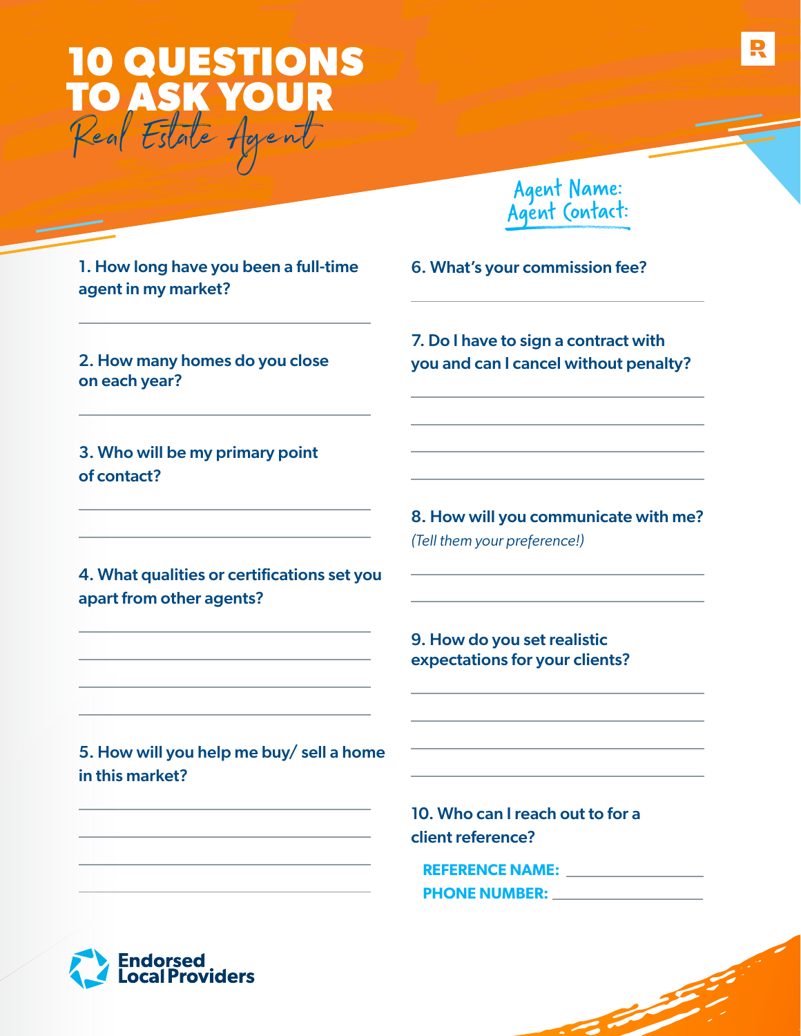# 10 QUESTIONS TO ASK YOUR *Real Estate Agent*

Agent Name:
Agent Contact:

1. How long have you been a full-time agent in my market?

2. How many homes do you close on each year?

3. Who will be my primary point of contact?

4. What qualities or certifications set you apart from other agents?

5. How will you help me buy/ sell a home in this market?

6. What's your commission fee?

7. Do I have to sign a contract with you and can I cancel without penalty?

8. How will you communicate with me?
*(Tell them your preference!)*

9. How do you set realistic expectations for your clients?

10. Who can I reach out to for a client reference?

**REFERENCE NAME:**
**PHONE NUMBER:**

Endorsed Local Providers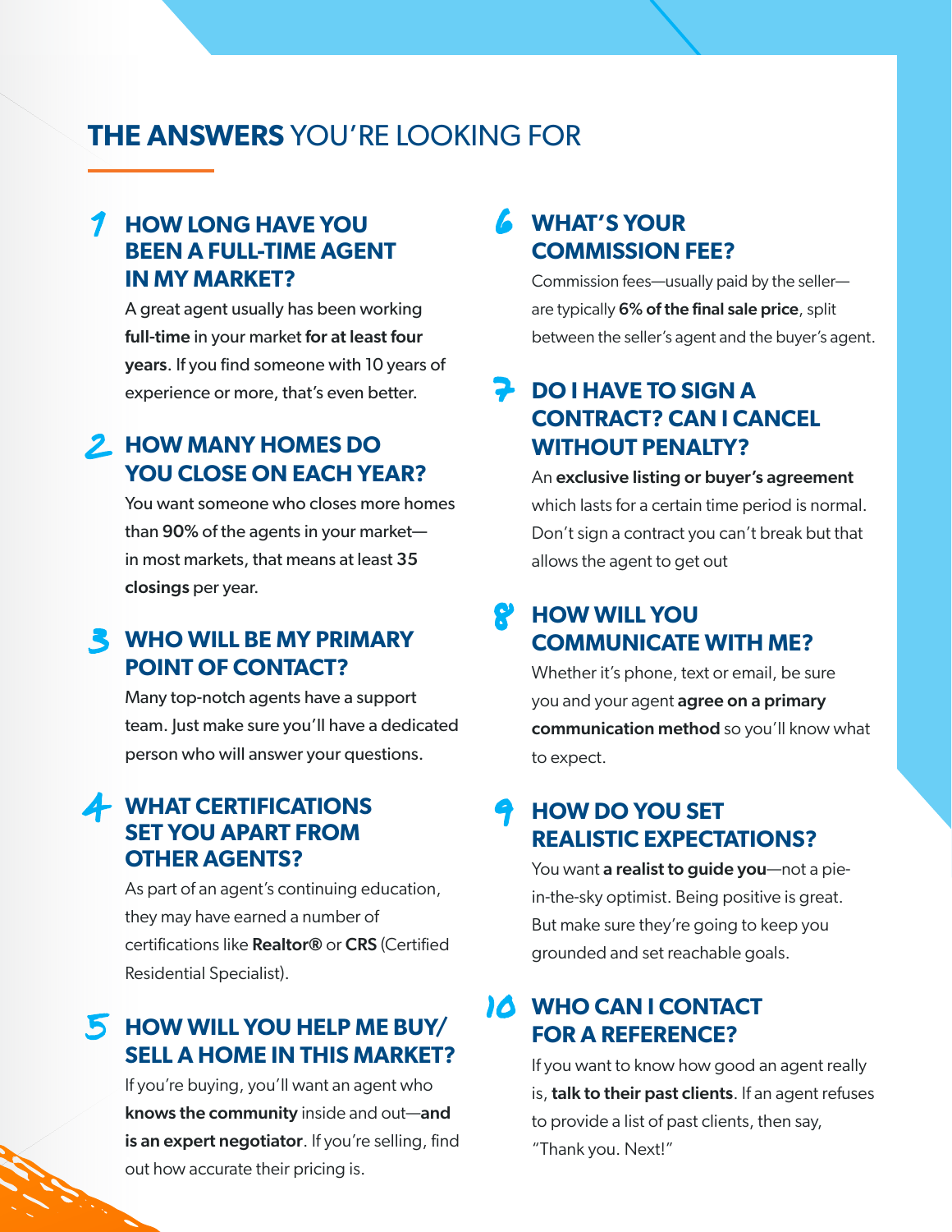# **THE ANSWERS** YOU'RE LOOKING FOR

## 1 HOW LONG HAVE YOU BEEN A FULL-TIME AGENT IN MY MARKET?

A great agent usually has been working **full-time** in your market **for at least four years**. If you find someone with 10 years of experience or more, that's even better.

## 2 HOW MANY HOMES DO YOU CLOSE ON EACH YEAR?

You want someone who closes more homes than **90%** of the agents in your market—in most markets, that means at least **35 closings** per year.

## 3 WHO WILL BE MY PRIMARY POINT OF CONTACT?

Many top-notch agents have a support team. Just make sure you'll have a dedicated person who will answer your questions.

## 4 WHAT CERTIFICATIONS SET YOU APART FROM OTHER AGENTS?

As part of an agent's continuing education, they may have earned a number of certifications like **Realtor®** or **CRS** (Certified Residential Specialist).

## 5 HOW WILL YOU HELP ME BUY/SELL A HOME IN THIS MARKET?

If you're buying, you'll want an agent who **knows the community** inside and out—**and is an expert negotiator**. If you're selling, find out how accurate their pricing is.

## 6 WHAT'S YOUR COMMISSION FEE?

Commission fees—usually paid by the seller—are typically **6% of the final sale price**, split between the seller's agent and the buyer's agent.

## 7 DO I HAVE TO SIGN A CONTRACT? CAN I CANCEL WITHOUT PENALTY?

An **exclusive listing or buyer's agreement** which lasts for a certain time period is normal. Don't sign a contract you can't break but that allows the agent to get out

## 8 HOW WILL YOU COMMUNICATE WITH ME?

Whether it's phone, text or email, be sure you and your agent **agree on a primary communication method** so you'll know what to expect.

## 9 HOW DO YOU SET REALISTIC EXPECTATIONS?

You want **a realist to guide you**—not a pie-in-the-sky optimist. Being positive is great. But make sure they're going to keep you grounded and set reachable goals.

## 10 WHO CAN I CONTACT FOR A REFERENCE?

If you want to know how good an agent really is, **talk to their past clients**. If an agent refuses to provide a list of past clients, then say, "Thank you. Next!"